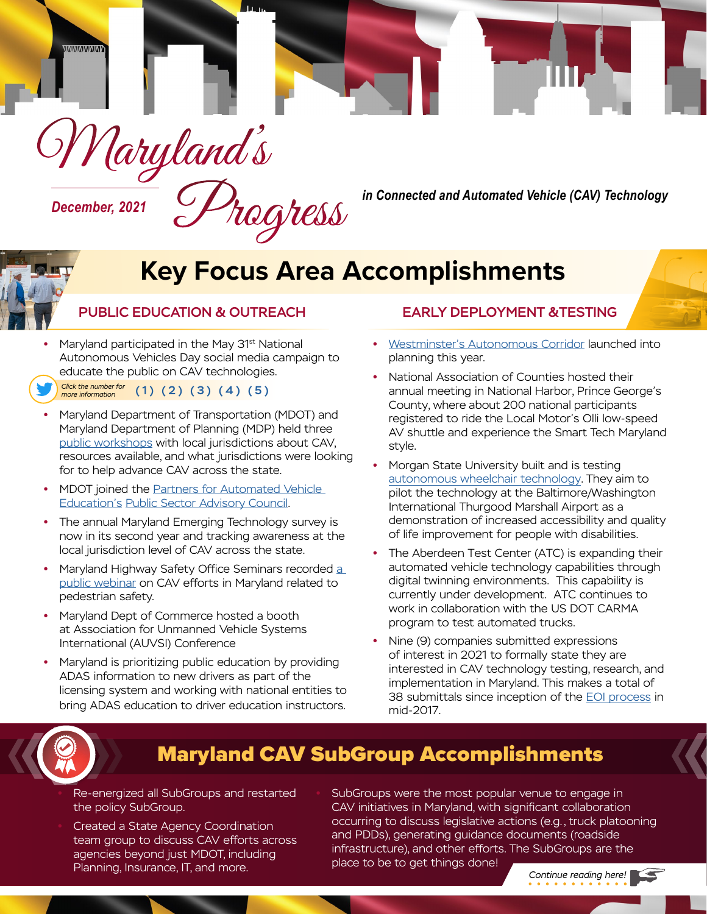# Maryland's Progress

*December, 2021*

***in Connected and Automated Vehicle (CAV) Technology***

## Key Focus Area Accomplishments

### PUBLIC EDUCATION & OUTREACH

- Maryland participated in the May 31st National Autonomous Vehicles Day social media campaign to educate the public on CAV technologies.

*Click the number for more information* (1) (2) (3) (4) (5)

- Maryland Department of Transportation (MDOT) and Maryland Department of Planning (MDP) held three public workshops with local jurisdictions about CAV, resources available, and what jurisdictions were looking for to help advance CAV across the state.
- MDOT joined the Partners for Automated Vehicle Education's Public Sector Advisory Council.
- The annual Maryland Emerging Technology survey is now in its second year and tracking awareness at the local jurisdiction level of CAV across the state.
- Maryland Highway Safety Office Seminars recorded a public webinar on CAV efforts in Maryland related to pedestrian safety.
- Maryland Dept of Commerce hosted a booth at Association for Unmanned Vehicle Systems International (AUVSI) Conference
- Maryland is prioritizing public education by providing ADAS information to new drivers as part of the licensing system and working with national entities to bring ADAS education to driver education instructors.

### EARLY DEPLOYMENT &TESTING

- Westminster's Autonomous Corridor launched into planning this year.
- National Association of Counties hosted their annual meeting in National Harbor, Prince George's County, where about 200 national participants registered to ride the Local Motor's Olli low-speed AV shuttle and experience the Smart Tech Maryland style.
- Morgan State University built and is testing autonomous wheelchair technology. They aim to pilot the technology at the Baltimore/Washington International Thurgood Marshall Airport as a demonstration of increased accessibility and quality of life improvement for people with disabilities.
- The Aberdeen Test Center (ATC) is expanding their automated vehicle technology capabilities through digital twinning environments. This capability is currently under development. ATC continues to work in collaboration with the US DOT CARMA program to test automated trucks.
- Nine (9) companies submitted expressions of interest in 2021 to formally state they are interested in CAV technology testing, research, and implementation in Maryland. This makes a total of 38 submittals since inception of the EOI process in mid-2017.

## Maryland CAV SubGroup Accomplishments

- Re-energized all SubGroups and restarted the policy SubGroup.
- Created a State Agency Coordination team group to discuss CAV efforts across agencies beyond just MDOT, including Planning, Insurance, IT, and more.
- SubGroups were the most popular venue to engage in CAV initiatives in Maryland, with significant collaboration occurring to discuss legislative actions (e.g., truck platooning and PDDs), generating guidance documents (roadside infrastructure), and other efforts. The SubGroups are the place to be to get things done!

*Continue reading here!*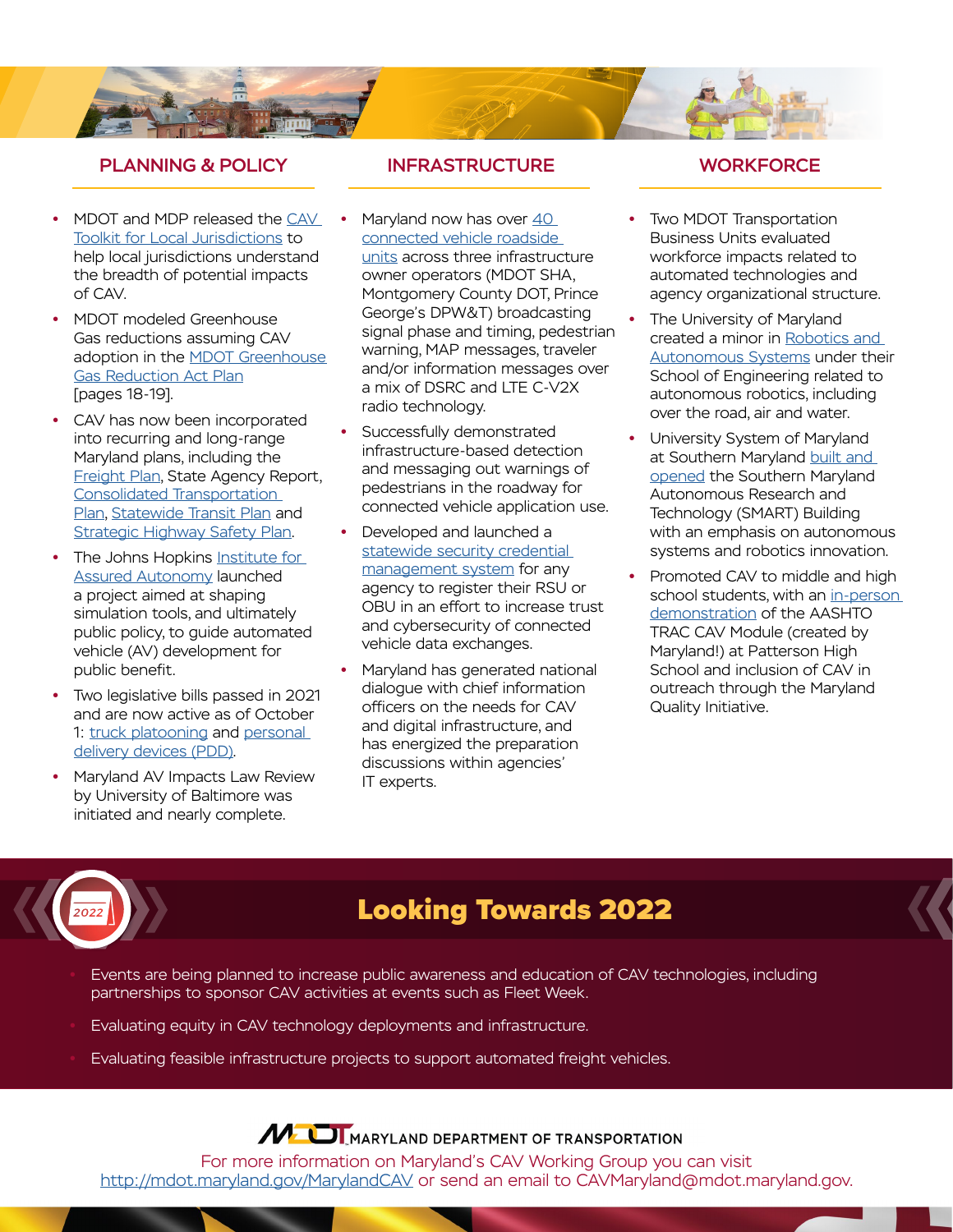## PLANNING & POLICY

- MDOT and MDP released the CAV Toolkit for Local Jurisdictions to help local jurisdictions understand the breadth of potential impacts of CAV.
- MDOT modeled Greenhouse Gas reductions assuming CAV adoption in the MDOT Greenhouse Gas Reduction Act Plan [pages 18-19].
- CAV has now been incorporated into recurring and long-range Maryland plans, including the Freight Plan, State Agency Report, Consolidated Transportation Plan, Statewide Transit Plan and Strategic Highway Safety Plan.
- The Johns Hopkins Institute for Assured Autonomy launched a project aimed at shaping simulation tools, and ultimately public policy, to guide automated vehicle (AV) development for public benefit.
- Two legislative bills passed in 2021 and are now active as of October 1: truck platooning and personal delivery devices (PDD).
- Maryland AV Impacts Law Review by University of Baltimore was initiated and nearly complete.

## INFRASTRUCTURE

- Maryland now has over 40 connected vehicle roadside units across three infrastructure owner operators (MDOT SHA, Montgomery County DOT, Prince George's DPW&T) broadcasting signal phase and timing, pedestrian warning, MAP messages, traveler and/or information messages over a mix of DSRC and LTE C-V2X radio technology.
- Successfully demonstrated infrastructure-based detection and messaging out warnings of pedestrians in the roadway for connected vehicle application use.
- Developed and launched a statewide security credential management system for any agency to register their RSU or OBU in an effort to increase trust and cybersecurity of connected vehicle data exchanges.
- Maryland has generated national dialogue with chief information officers on the needs for CAV and digital infrastructure, and has energized the preparation discussions within agencies' IT experts.

## WORKFORCE

- Two MDOT Transportation Business Units evaluated workforce impacts related to automated technologies and agency organizational structure.
- The University of Maryland created a minor in Robotics and Autonomous Systems under their School of Engineering related to autonomous robotics, including over the road, air and water.
- University System of Maryland at Southern Maryland built and opened the Southern Maryland Autonomous Research and Technology (SMART) Building with an emphasis on autonomous systems and robotics innovation.
- Promoted CAV to middle and high school students, with an in-person demonstration of the AASHTO TRAC CAV Module (created by Maryland!) at Patterson High School and inclusion of CAV in outreach through the Maryland Quality Initiative.

2022

## Looking Towards 2022

- Events are being planned to increase public awareness and education of CAV technologies, including partnerships to sponsor CAV activities at events such as Fleet Week.
- Evaluating equity in CAV technology deployments and infrastructure.
- Evaluating feasible infrastructure projects to support automated freight vehicles.

MDOT MARYLAND DEPARTMENT OF TRANSPORTATION

For more information on Maryland's CAV Working Group you can visit http://mdot.maryland.gov/MarylandCAV or send an email to CAVMaryland@mdot.maryland.gov.